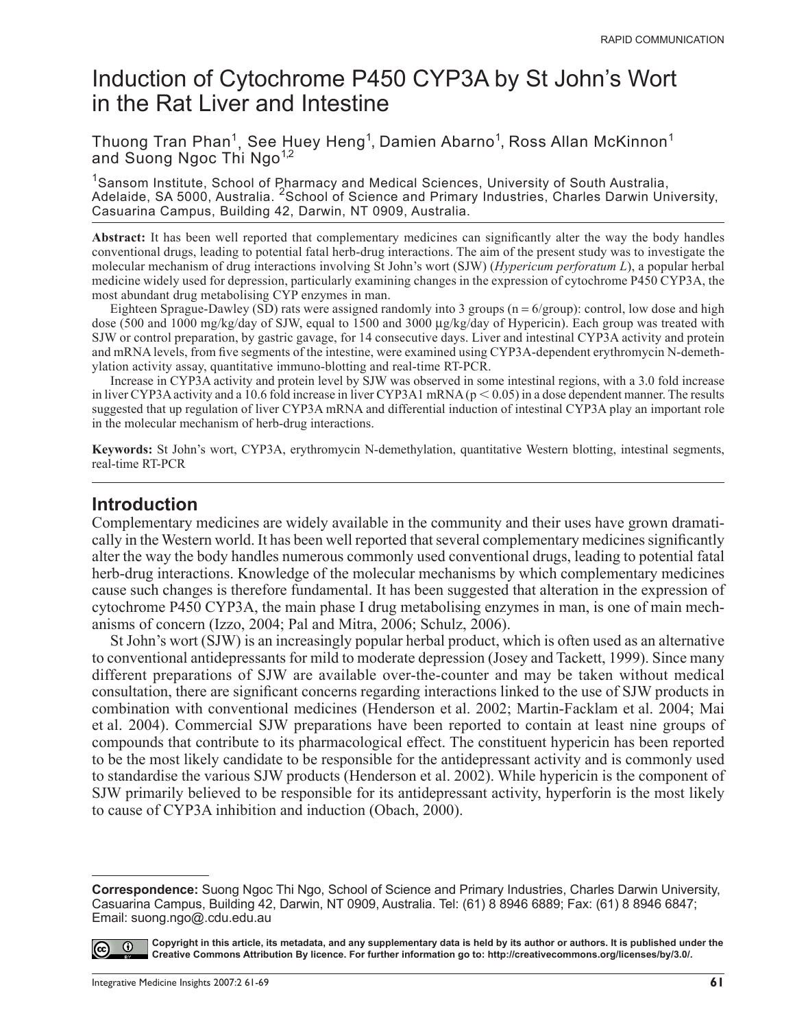RAPID COMMUNICATION

# Induction of Cytochrome P450 CYP3A by St John's Wort in the Rat Liver and Intestine

Thuong Tran Phan[1], See Huey Heng[1], Damien Abarno[1], Ross Allan McKinnon[1] and Suong Ngoc Thi Ngo[1,2]

[1]Sansom Institute, School of Pharmacy and Medical Sciences, University of South Australia, Adelaide, SA 5000, Australia. [2]School of Science and Primary Industries, Charles Darwin University, Casuarina Campus, Building 42, Darwin, NT 0909, Australia.

**Abstract:** It has been well reported that complementary medicines can significantly alter the way the body handles conventional drugs, leading to potential fatal herb-drug interactions. The aim of the present study was to investigate the molecular mechanism of drug interactions involving St John's wort (SJW) (*Hypericum perforatum L*), a popular herbal medicine widely used for depression, particularly examining changes in the expression of cytochrome P450 CYP3A, the most abundant drug metabolising CYP enzymes in man.

Eighteen Sprague-Dawley (SD) rats were assigned randomly into 3 groups (n = 6/group): control, low dose and high dose (500 and 1000 mg/kg/day of SJW, equal to 1500 and 3000 μg/kg/day of Hypericin). Each group was treated with SJW or control preparation, by gastric gavage, for 14 consecutive days. Liver and intestinal CYP3A activity and protein and mRNA levels, from five segments of the intestine, were examined using CYP3A-dependent erythromycin N-demethylation activity assay, quantitative immuno-blotting and real-time RT-PCR.

Increase in CYP3A activity and protein level by SJW was observed in some intestinal regions, with a 3.0 fold increase in liver CYP3A activity and a 10.6 fold increase in liver CYP3A1 mRNA ($p < 0.05$) in a dose dependent manner. The results suggested that up regulation of liver CYP3A mRNA and differential induction of intestinal CYP3A play an important role in the molecular mechanism of herb-drug interactions.

**Keywords:** St John's wort, CYP3A, erythromycin N-demethylation, quantitative Western blotting, intestinal segments, real-time RT-PCR

## Introduction

Complementary medicines are widely available in the community and their uses have grown dramatically in the Western world. It has been well reported that several complementary medicines significantly alter the way the body handles numerous commonly used conventional drugs, leading to potential fatal herb-drug interactions. Knowledge of the molecular mechanisms by which complementary medicines cause such changes is therefore fundamental. It has been suggested that alteration in the expression of cytochrome P450 CYP3A, the main phase I drug metabolising enzymes in man, is one of main mechanisms of concern (Izzo, 2004; Pal and Mitra, 2006; Schulz, 2006).

St John's wort (SJW) is an increasingly popular herbal product, which is often used as an alternative to conventional antidepressants for mild to moderate depression (Josey and Tackett, 1999). Since many different preparations of SJW are available over-the-counter and may be taken without medical consultation, there are significant concerns regarding interactions linked to the use of SJW products in combination with conventional medicines (Henderson et al. 2002; Martin-Facklam et al. 2004; Mai et al. 2004). Commercial SJW preparations have been reported to contain at least nine groups of compounds that contribute to its pharmacological effect. The constituent hypericin has been reported to be the most likely candidate to be responsible for the antidepressant activity and is commonly used to standardise the various SJW products (Henderson et al. 2002). While hypericin is the component of SJW primarily believed to be responsible for its antidepressant activity, hyperforin is the most likely to cause of CYP3A inhibition and induction (Obach, 2000).

---

**Correspondence:** Suong Ngoc Thi Ngo, School of Science and Primary Industries, Charles Darwin University, Casuarina Campus, Building 42, Darwin, NT 0909, Australia. Tel: (61) 8 8946 6889; Fax: (61) 8 8946 6847; Email: suong.ngo@.cdu.edu.au

**Copyright in this article, its metadata, and any supplementary data is held by its author or authors. It is published under the Creative Commons Attribution By licence. For further information go to: http://creativecommons.org/licenses/by/3.0/.**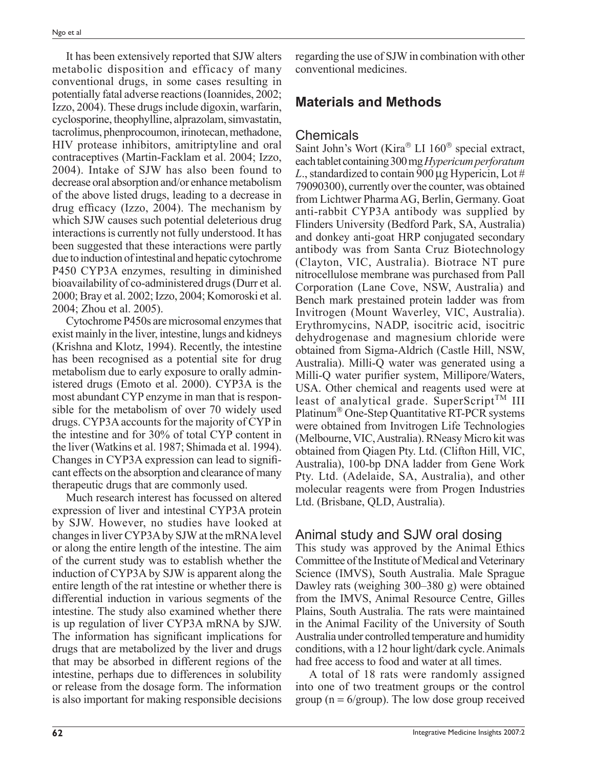It has been extensively reported that SJW alters metabolic disposition and efficacy of many conventional drugs, in some cases resulting in potentially fatal adverse reactions (Ioannides, 2002; Izzo, 2004). These drugs include digoxin, warfarin, cyclosporine, theophylline, alprazolam, simvastatin, tacrolimus, phenprocoumon, irinotecan, methadone, HIV protease inhibitors, amitriptyline and oral contraceptives (Martin-Facklam et al. 2004; Izzo, 2004). Intake of SJW has also been found to decrease oral absorption and/or enhance metabolism of the above listed drugs, leading to a decrease in drug efficacy (Izzo, 2004). The mechanism by which SJW causes such potential deleterious drug interactions is currently not fully understood. It has been suggested that these interactions were partly due to induction of intestinal and hepatic cytochrome P450 CYP3A enzymes, resulting in diminished bioavailability of co-administered drugs (Durr et al. 2000; Bray et al. 2002; Izzo, 2004; Komoroski et al. 2004; Zhou et al. 2005).

Cytochrome P450s are microsomal enzymes that exist mainly in the liver, intestine, lungs and kidneys (Krishna and Klotz, 1994). Recently, the intestine has been recognised as a potential site for drug metabolism due to early exposure to orally administered drugs (Emoto et al. 2000). CYP3A is the most abundant CYP enzyme in man that is responsible for the metabolism of over 70 widely used drugs. CYP3A accounts for the majority of CYP in the intestine and for 30% of total CYP content in the liver (Watkins et al. 1987; Shimada et al. 1994). Changes in CYP3A expression can lead to significant effects on the absorption and clearance of many therapeutic drugs that are commonly used.

Much research interest has focussed on altered expression of liver and intestinal CYP3A protein by SJW. However, no studies have looked at changes in liver CYP3A by SJW at the mRNA level or along the entire length of the intestine. The aim of the current study was to establish whether the induction of CYP3A by SJW is apparent along the entire length of the rat intestine or whether there is differential induction in various segments of the intestine. The study also examined whether there is up regulation of liver CYP3A mRNA by SJW. The information has significant implications for drugs that are metabolized by the liver and drugs that may be absorbed in different regions of the intestine, perhaps due to differences in solubility or release from the dosage form. The information is also important for making responsible decisions regarding the use of SJW in combination with other conventional medicines.

## Materials and Methods

### Chemicals

Saint John's Wort (Kira® LI 160® special extract, each tablet containing 300 mg *Hypericum perforatum L.*, standardized to contain 900 µg Hypericin, Lot # 79090300), currently over the counter, was obtained from Lichtwer Pharma AG, Berlin, Germany. Goat anti-rabbit CYP3A antibody was supplied by Flinders University (Bedford Park, SA, Australia) and donkey anti-goat HRP conjugated secondary antibody was from Santa Cruz Biotechnology (Clayton, VIC, Australia). Biotrace NT pure nitrocellulose membrane was purchased from Pall Corporation (Lane Cove, NSW, Australia) and Bench mark prestained protein ladder was from Invitrogen (Mount Waverley, VIC, Australia). Erythromycins, NADP, isocitric acid, isocitric dehydrogenase and magnesium chloride were obtained from Sigma-Aldrich (Castle Hill, NSW, Australia). Milli-Q water was generated using a Milli-Q water purifier system, Millipore/Waters, USA. Other chemical and reagents used were at least of analytical grade. SuperScript™ III Platinum® One-Step Quantitative RT-PCR systems were obtained from Invitrogen Life Technologies (Melbourne, VIC, Australia). RNeasy Micro kit was obtained from Qiagen Pty. Ltd. (Clifton Hill, VIC, Australia), 100-bp DNA ladder from Gene Work Pty. Ltd. (Adelaide, SA, Australia), and other molecular reagents were from Progen Industries Ltd. (Brisbane, QLD, Australia).

### Animal study and SJW oral dosing

This study was approved by the Animal Ethics Committee of the Institute of Medical and Veterinary Science (IMVS), South Australia. Male Sprague Dawley rats (weighing 300–380 g) were obtained from the IMVS, Animal Resource Centre, Gilles Plains, South Australia. The rats were maintained in the Animal Facility of the University of South Australia under controlled temperature and humidity conditions, with a 12 hour light/dark cycle. Animals had free access to food and water at all times.

A total of 18 rats were randomly assigned into one of two treatment groups or the control group ($n = 6$/group). The low dose group received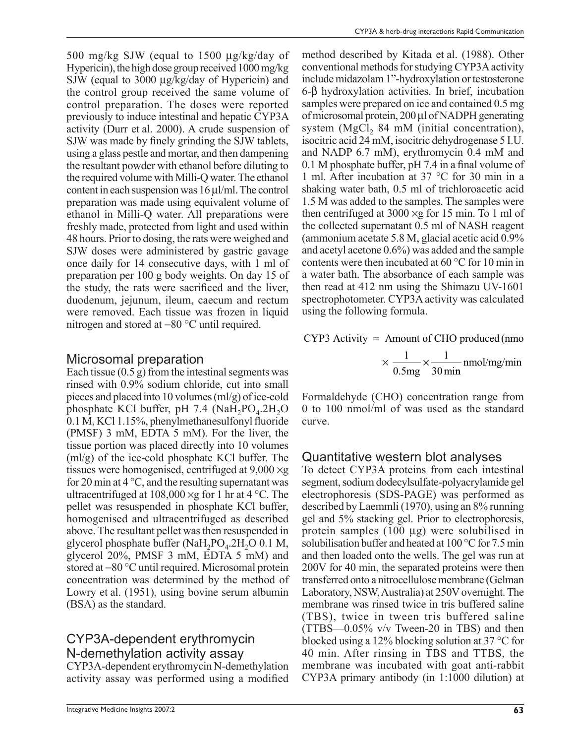500 mg/kg SJW (equal to 1500 μg/kg/day of Hypericin), the high dose group received 1000 mg/kg SJW (equal to 3000 μg/kg/day of Hypericin) and the control group received the same volume of control preparation. The doses were reported previously to induce intestinal and hepatic CYP3A activity (Durr et al. 2000). A crude suspension of SJW was made by finely grinding the SJW tablets, using a glass pestle and mortar, and then dampening the resultant powder with ethanol before diluting to the required volume with Milli-Q water. The ethanol content in each suspension was 16 μl/ml. The control preparation was made using equivalent volume of ethanol in Milli-Q water. All preparations were freshly made, protected from light and used within 48 hours. Prior to dosing, the rats were weighed and SJW doses were administered by gastric gavage once daily for 14 consecutive days, with 1 ml of preparation per 100 g body weights. On day 15 of the study, the rats were sacrificed and the liver, duodenum, jejunum, ileum, caecum and rectum were removed. Each tissue was frozen in liquid nitrogen and stored at −80 °C until required.

## Microsomal preparation

Each tissue (0.5 g) from the intestinal segments was rinsed with 0.9% sodium chloride, cut into small pieces and placed into 10 volumes (ml/g) of ice-cold phosphate KCl buffer, pH 7.4 ($NaH_2PO_4.2H_2O$ 0.1 M, KCl 1.15%, phenylmethanesulfonyl fluoride (PMSF) 3 mM, EDTA 5 mM). For the liver, the tissue portion was placed directly into 10 volumes (ml/g) of the ice-cold phosphate KCl buffer. The tissues were homogenised, centrifuged at 9,000 ×g for 20 min at 4 °C, and the resulting supernatant was ultracentrifuged at 108,000 ×g for 1 hr at 4 °C. The pellet was resuspended in phosphate KCl buffer, homogenised and ultracentrifuged as described above. The resultant pellet was then resuspended in glycerol phosphate buffer ($NaH_2PO_4.2H_2O$ 0.1 M, glycerol 20%, PMSF 3 mM, EDTA 5 mM) and stored at −80 °C until required. Microsomal protein concentration was determined by the method of Lowry et al. (1951), using bovine serum albumin (BSA) as the standard.

## CYP3A-dependent erythromycin N-demethylation activity assay

CYP3A-dependent erythromycin N-demethylation activity assay was performed using a modified method described by Kitada et al. (1988). Other conventional methods for studying CYP3A activity include midazolam 1"-hydroxylation or testosterone 6-β hydroxylation activities. In brief, incubation samples were prepared on ice and contained 0.5 mg of microsomal protein, 200 μl of NADPH generating system ($MgCl_2$ 84 mM (initial concentration), isocitric acid 24 mM, isocitric dehydrogenase 5 I.U. and NADP 6.7 mM), erythromycin 0.4 mM and 0.1 M phosphate buffer, pH 7.4 in a final volume of 1 ml. After incubation at 37 °C for 30 min in a shaking water bath, 0.5 ml of trichloroacetic acid 1.5 M was added to the samples. The samples were then centrifuged at 3000 ×g for 15 min. To 1 ml of the collected supernatant 0.5 ml of NASH reagent (ammonium acetate 5.8 M, glacial acetic acid 0.9% and acetyl acetone 0.6%) was added and the sample contents were then incubated at 60 °C for 10 min in a water bath. The absorbance of each sample was then read at 412 nm using the Shimazu UV-1601 spectrophotometer. CYP3A activity was calculated using the following formula.

$$\text{CYP3 Activity} = \text{Amount of CHO produced (nmo} \times \frac{1}{0.5\text{mg}} \times \frac{1}{30\,\text{min}}\ \text{nmol/mg/min}$$

Formaldehyde (CHO) concentration range from 0 to 100 nmol/ml of was used as the standard curve.

## Quantitative western blot analyses

To detect CYP3A proteins from each intestinal segment, sodium dodecylsulfate-polyacrylamide gel electrophoresis (SDS-PAGE) was performed as described by Laemmli (1970), using an 8% running gel and 5% stacking gel. Prior to electrophoresis, protein samples (100 μg) were solubilised in solubilisation buffer and heated at 100 °C for 7.5 min and then loaded onto the wells. The gel was run at 200V for 40 min, the separated proteins were then transferred onto a nitrocellulose membrane (Gelman Laboratory, NSW, Australia) at 250V overnight. The membrane was rinsed twice in tris buffered saline (TBS), twice in tween tris buffered saline (TTBS—0.05% v/v Tween-20 in TBS) and then blocked using a 12% blocking solution at 37 °C for 40 min. After rinsing in TBS and TTBS, the membrane was incubated with goat anti-rabbit CYP3A primary antibody (in 1:1000 dilution) at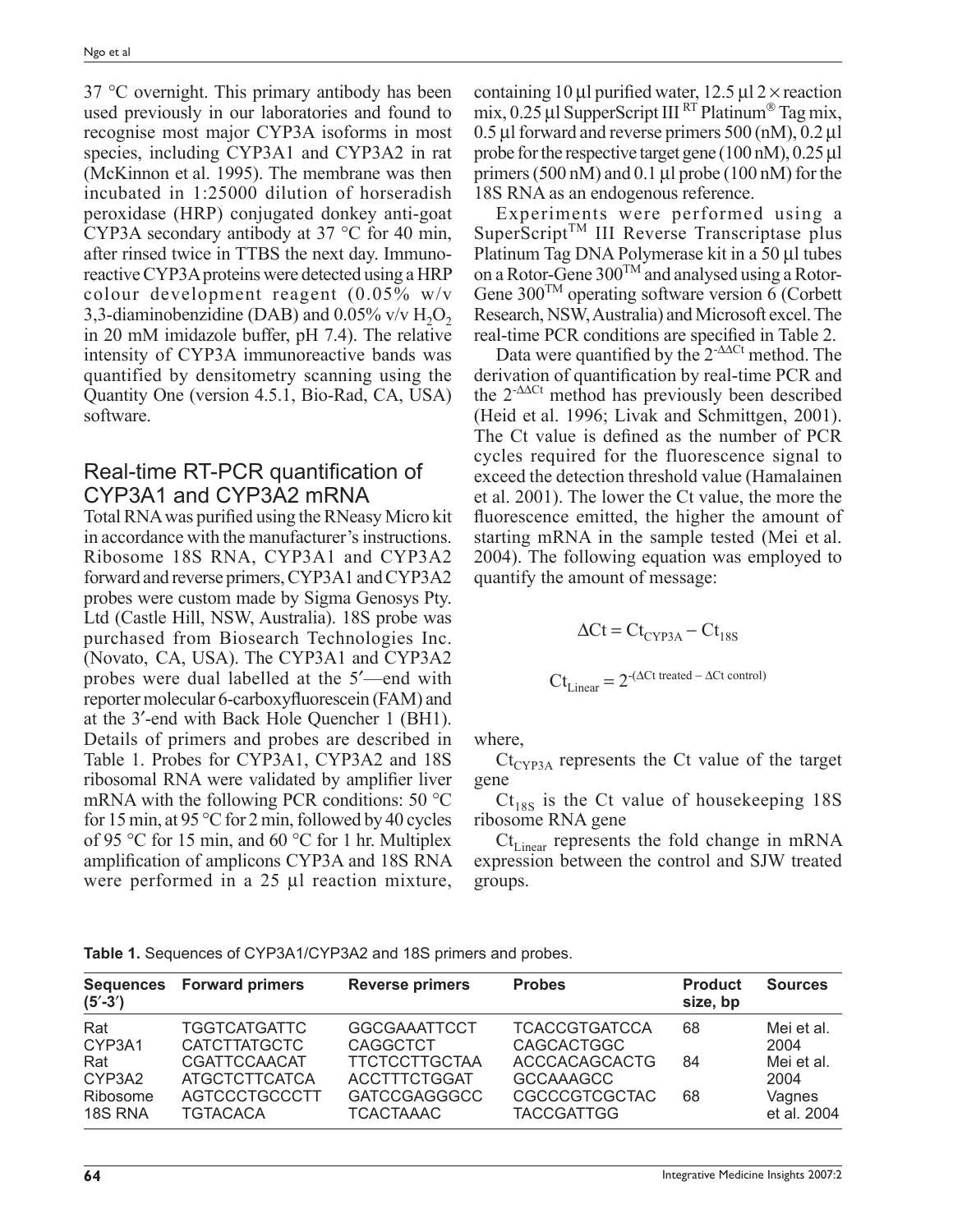37 °C overnight. This primary antibody has been used previously in our laboratories and found to recognise most major CYP3A isoforms in most species, including CYP3A1 and CYP3A2 in rat (McKinnon et al. 1995). The membrane was then incubated in 1:25000 dilution of horseradish peroxidase (HRP) conjugated donkey anti-goat CYP3A secondary antibody at 37 °C for 40 min, after rinsed twice in TTBS the next day. Immunoreactive CYP3A proteins were detected using a HRP colour development reagent (0.05% w/v 3,3-diaminobenzidine (DAB) and 0.05% v/v $H_2O_2$ in 20 mM imidazole buffer, pH 7.4). The relative intensity of CYP3A immunoreactive bands was quantified by densitometry scanning using the Quantity One (version 4.5.1, Bio-Rad, CA, USA) software.

## Real-time RT-PCR quantification of CYP3A1 and CYP3A2 mRNA

Total RNA was purified using the RNeasy Micro kit in accordance with the manufacturer's instructions. Ribosome 18S RNA, CYP3A1 and CYP3A2 forward and reverse primers, CYP3A1 and CYP3A2 probes were custom made by Sigma Genosys Pty. Ltd (Castle Hill, NSW, Australia). 18S probe was purchased from Biosearch Technologies Inc. (Novato, CA, USA). The CYP3A1 and CYP3A2 probes were dual labelled at the 5′—end with reporter molecular 6-carboxyfluorescein (FAM) and at the 3′-end with Back Hole Quencher 1 (BH1). Details of primers and probes are described in Table 1. Probes for CYP3A1, CYP3A2 and 18S ribosomal RNA were validated by amplifier liver mRNA with the following PCR conditions: 50 °C for 15 min, at 95 °C for 2 min, followed by 40 cycles of 95 °C for 15 min, and 60 °C for 1 hr. Multiplex amplification of amplicons CYP3A and 18S RNA were performed in a 25 µl reaction mixture, containing 10 µl purified water, 12.5 µl 2 × reaction mix, 0.25 µl SupperScript III $^{RT}$ Platinum® Tag mix, 0.5 µl forward and reverse primers 500 (nM), 0.2 µl probe for the respective target gene (100 nM), 0.25 µl primers (500 nM) and 0.1 µl probe (100 nM) for the 18S RNA as an endogenous reference.

Experiments were performed using a SuperScript™ III Reverse Transcriptase plus Platinum Tag DNA Polymerase kit in a 50 µl tubes on a Rotor-Gene 300™ and analysed using a Rotor-Gene 300™ operating software version 6 (Corbett Research, NSW, Australia) and Microsoft excel. The real-time PCR conditions are specified in Table 2.

Data were quantified by the $2^{-\Delta\Delta Ct}$ method. The derivation of quantification by real-time PCR and the $2^{-\Delta\Delta Ct}$ method has previously been described (Heid et al. 1996; Livak and Schmittgen, 2001). The Ct value is defined as the number of PCR cycles required for the fluorescence signal to exceed the detection threshold value (Hamalainen et al. 2001). The lower the Ct value, the more the fluorescence emitted, the higher the amount of starting mRNA in the sample tested (Mei et al. 2004). The following equation was employed to quantify the amount of message:

$$\Delta Ct = Ct_{CYP3A} - Ct_{18S}$$

$$Ct_{Linear} = 2^{-(\Delta Ct\ \text{treated} - \Delta Ct\ \text{control})}$$

where,

$Ct_{CYP3A}$ represents the Ct value of the target gene

$Ct_{18S}$ is the Ct value of housekeeping 18S ribosome RNA gene

$Ct_{Linear}$ represents the fold change in mRNA expression between the control and SJW treated groups.

**Table 1.** Sequences of CYP3A1/CYP3A2 and 18S primers and probes.

| Sequences (5′-3′) | Forward primers | Reverse primers | Probes | Product size, bp | Sources |
|---|---|---|---|---|---|
| Rat CYP3A1 | TGGTCATGATTC CATCTTATGCTC | GGCGAAATTCCT CAGGCTCT | TCACCGTGATCCA CAGCACTGGC | 68 | Mei et al. 2004 |
| Rat CYP3A2 | CGATTCCAACAT ATGCTCTTCATCA | TTCTCCTTGCTAA ACCTTTCTGGAT | ACCCACAGCACTG GCCAAAGCC | 84 | Mei et al. 2004 |
| Ribosome 18S RNA | AGTCCCTGCCCTT TGTACACA | GATCCGAGGGCC TCACTAAAC | CGCCCGTCGCTAC TACCGATTGG | 68 | Vagnes et al. 2004 |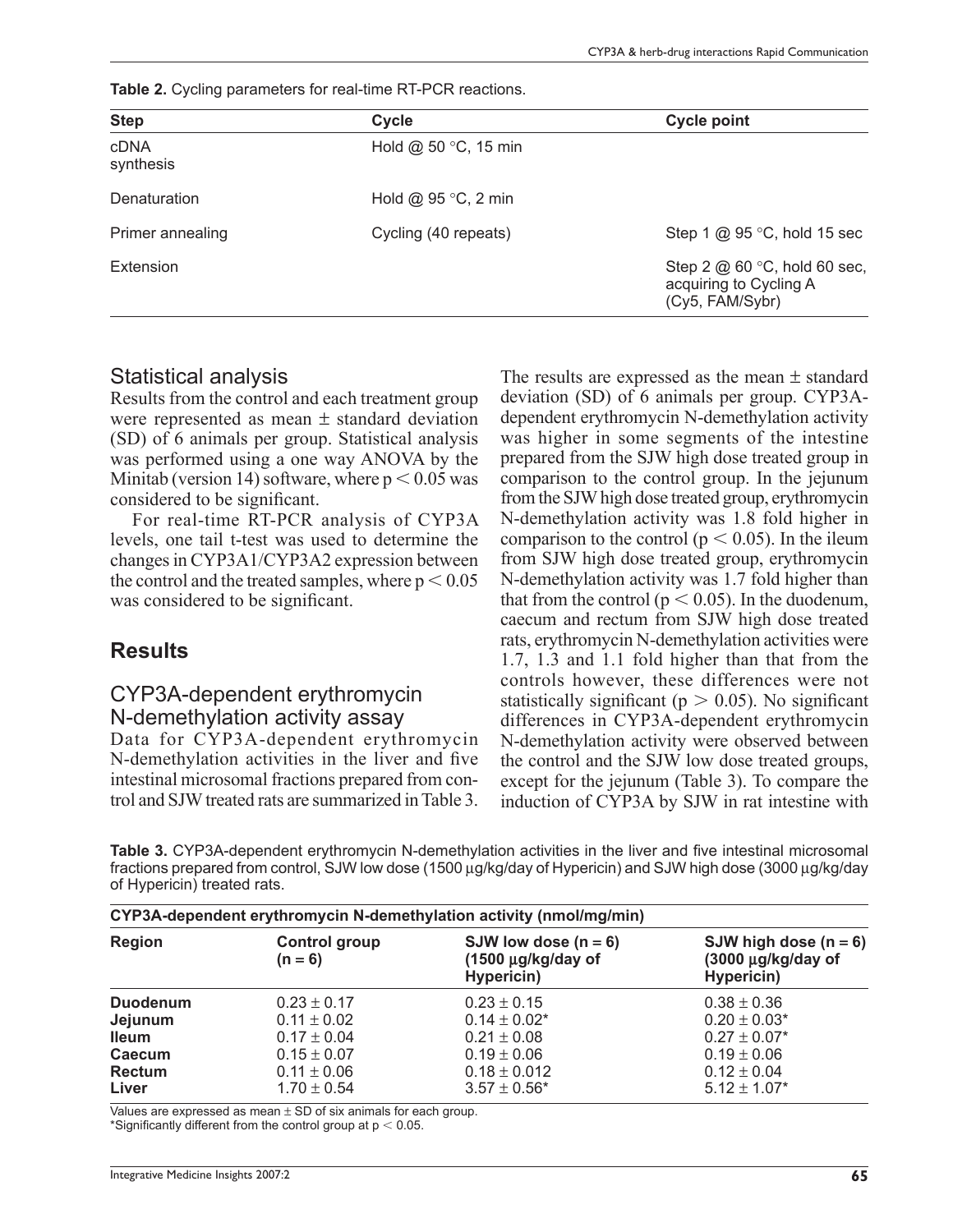**Table 2.** Cycling parameters for real-time RT-PCR reactions.

| Step | Cycle | Cycle point |
|---|---|---|
| cDNA synthesis | Hold @ 50 °C, 15 min | |
| Denaturation | Hold @ 95 °C, 2 min | |
| Primer annealing | Cycling (40 repeats) | Step 1 @ 95 °C, hold 15 sec |
| Extension | | Step 2 @ 60 °C, hold 60 sec, acquiring to Cycling A (Cy5, FAM/Sybr) |

## Statistical analysis

Results from the control and each treatment group were represented as mean ± standard deviation (SD) of 6 animals per group. Statistical analysis was performed using a one way ANOVA by the Minitab (version 14) software, where $p < 0.05$ was considered to be significant.

For real-time RT-PCR analysis of CYP3A levels, one tail t-test was used to determine the changes in CYP3A1/CYP3A2 expression between the control and the treated samples, where $p < 0.05$ was considered to be significant.

# Results

## CYP3A-dependent erythromycin N-demethylation activity assay

Data for CYP3A-dependent erythromycin N-demethylation activities in the liver and five intestinal microsomal fractions prepared from control and SJW treated rats are summarized in Table 3. The results are expressed as the mean ± standard deviation (SD) of 6 animals per group. CYP3A-dependent erythromycin N-demethylation activity was higher in some segments of the intestine prepared from the SJW high dose treated group in comparison to the control group. In the jejunum from the SJW high dose treated group, erythromycin N-demethylation activity was 1.8 fold higher in comparison to the control ($p < 0.05$). In the ileum from SJW high dose treated group, erythromycin N-demethylation activity was 1.7 fold higher than that from the control ($p < 0.05$). In the duodenum, caecum and rectum from SJW high dose treated rats, erythromycin N-demethylation activities were 1.7, 1.3 and 1.1 fold higher than that from the controls however, these differences were not statistically significant ($p > 0.05$). No significant differences in CYP3A-dependent erythromycin N-demethylation activity were observed between the control and the SJW low dose treated groups, except for the jejunum (Table 3). To compare the induction of CYP3A by SJW in rat intestine with

**Table 3.** CYP3A-dependent erythromycin N-demethylation activities in the liver and five intestinal microsomal fractions prepared from control, SJW low dose (1500 µg/kg/day of Hypericin) and SJW high dose (3000 µg/kg/day of Hypericin) treated rats.

| CYP3A-dependent erythromycin N-demethylation activity (nmol/mg/min) | | | |
|---|---|---|---|
| **Region** | **Control group (n = 6)** | **SJW low dose (n = 6) (1500 µg/kg/day of Hypericin)** | **SJW high dose (n = 6) (3000 µg/kg/day of Hypericin)** |
| **Duodenum** | 0.23 ± 0.17 | 0.23 ± 0.15 | 0.38 ± 0.36 |
| **Jejunum** | 0.11 ± 0.02 | 0.14 ± 0.02* | 0.20 ± 0.03* |
| **Ileum** | 0.17 ± 0.04 | 0.21 ± 0.08 | 0.27 ± 0.07* |
| **Caecum** | 0.15 ± 0.07 | 0.19 ± 0.06 | 0.19 ± 0.06 |
| **Rectum** | 0.11 ± 0.06 | 0.18 ± 0.012 | 0.12 ± 0.04 |
| **Liver** | 1.70 ± 0.54 | 3.57 ± 0.56* | 5.12 ± 1.07* |

Values are expressed as mean ± SD of six animals for each group.
*Significantly different from the control group at $p < 0.05$.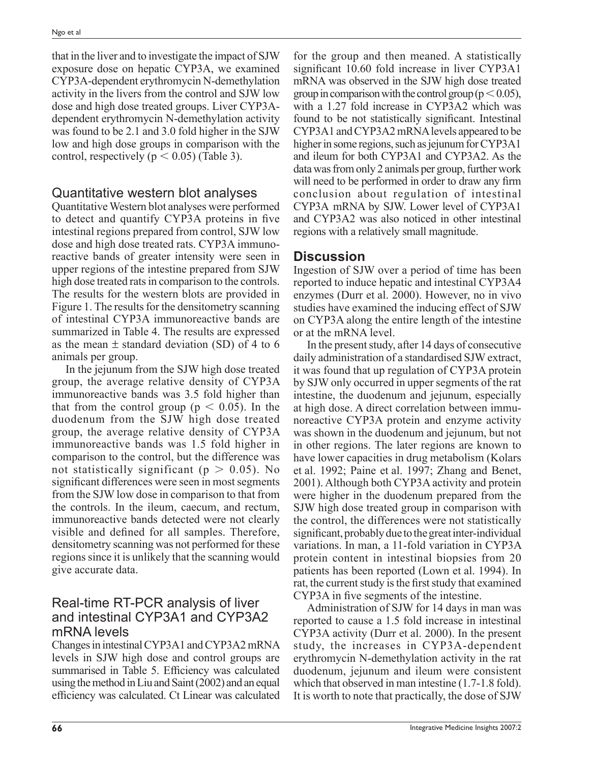that in the liver and to investigate the impact of SJW exposure dose on hepatic CYP3A, we examined CYP3A-dependent erythromycin N-demethylation activity in the livers from the control and SJW low dose and high dose treated groups. Liver CYP3A-dependent erythromycin N-demethylation activity was found to be 2.1 and 3.0 fold higher in the SJW low and high dose groups in comparison with the control, respectively ($p < 0.05$) (Table 3).

## Quantitative western blot analyses

Quantitative Western blot analyses were performed to detect and quantify CYP3A proteins in five intestinal regions prepared from control, SJW low dose and high dose treated rats. CYP3A immunoreactive bands of greater intensity were seen in upper regions of the intestine prepared from SJW high dose treated rats in comparison to the controls. The results for the western blots are provided in Figure 1. The results for the densitometry scanning of intestinal CYP3A immunoreactive bands are summarized in Table 4. The results are expressed as the mean ± standard deviation (SD) of 4 to 6 animals per group.

In the jejunum from the SJW high dose treated group, the average relative density of CYP3A immunoreactive bands was 3.5 fold higher than that from the control group ($p < 0.05$). In the duodenum from the SJW high dose treated group, the average relative density of CYP3A immunoreactive bands was 1.5 fold higher in comparison to the control, but the difference was not statistically significant ($p > 0.05$). No significant differences were seen in most segments from the SJW low dose in comparison to that from the controls. In the ileum, caecum, and rectum, immunoreactive bands detected were not clearly visible and defined for all samples. Therefore, densitometry scanning was not performed for these regions since it is unlikely that the scanning would give accurate data.

## Real-time RT-PCR analysis of liver and intestinal CYP3A1 and CYP3A2 mRNA levels

Changes in intestinal CYP3A1 and CYP3A2 mRNA levels in SJW high dose and control groups are summarised in Table 5. Efficiency was calculated using the method in Liu and Saint (2002) and an equal efficiency was calculated. Ct Linear was calculated for the group and then meaned. A statistically significant 10.60 fold increase in liver CYP3A1 mRNA was observed in the SJW high dose treated group in comparison with the control group ($p < 0.05$), with a 1.27 fold increase in CYP3A2 which was found to be not statistically significant. Intestinal CYP3A1 and CYP3A2 mRNA levels appeared to be higher in some regions, such as jejunum for CYP3A1 and ileum for both CYP3A1 and CYP3A2. As the data was from only 2 animals per group, further work will need to be performed in order to draw any firm conclusion about regulation of intestinal CYP3A mRNA by SJW. Lower level of CYP3A1 and CYP3A2 was also noticed in other intestinal regions with a relatively small magnitude.

# Discussion

Ingestion of SJW over a period of time has been reported to induce hepatic and intestinal CYP3A4 enzymes (Durr et al. 2000). However, no in vivo studies have examined the inducing effect of SJW on CYP3A along the entire length of the intestine or at the mRNA level.

In the present study, after 14 days of consecutive daily administration of a standardised SJW extract, it was found that up regulation of CYP3A protein by SJW only occurred in upper segments of the rat intestine, the duodenum and jejunum, especially at high dose. A direct correlation between immunoreactive CYP3A protein and enzyme activity was shown in the duodenum and jejunum, but not in other regions. The later regions are known to have lower capacities in drug metabolism (Kolars et al. 1992; Paine et al. 1997; Zhang and Benet, 2001). Although both CYP3A activity and protein were higher in the duodenum prepared from the SJW high dose treated group in comparison with the control, the differences were not statistically significant, probably due to the great inter-individual variations. In man, a 11-fold variation in CYP3A protein content in intestinal biopsies from 20 patients has been reported (Lown et al. 1994). In rat, the current study is the first study that examined CYP3A in five segments of the intestine.

Administration of SJW for 14 days in man was reported to cause a 1.5 fold increase in intestinal CYP3A activity (Durr et al. 2000). In the present study, the increases in CYP3A-dependent erythromycin N-demethylation activity in the rat duodenum, jejunum and ileum were consistent which that observed in man intestine (1.7-1.8 fold). It is worth to note that practically, the dose of SJW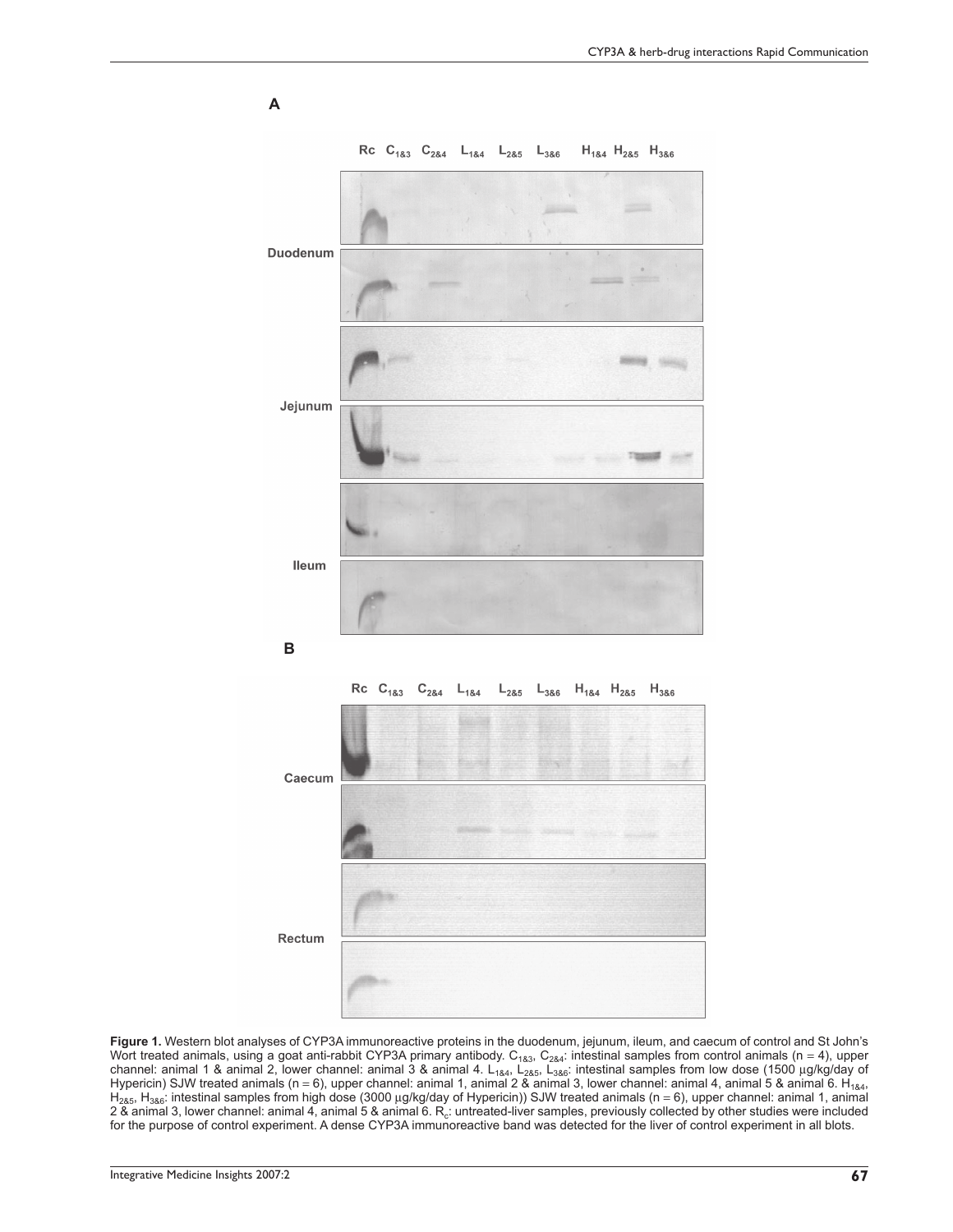**Figure 1.** Western blot analyses of CYP3A immunoreactive proteins in the duodenum, jejunum, ileum, and caecum of control and St John's Wort treated animals, using a goat anti-rabbit CYP3A primary antibody. $C_{1\&3}$, $C_{2\&4}$: intestinal samples from control animals (n = 4), upper channel: animal 1 & animal 2, lower channel: animal 3 & animal 4. $L_{1\&4}$, $L_{2\&5}$, $L_{3\&6}$: intestinal samples from low dose (1500 µg/kg/day of Hypericin) SJW treated animals (n = 6), upper channel: animal 1, animal 2 & animal 3, lower channel: animal 4, animal 5 & animal 6. $H_{1\&4}$, $H_{2\&5}$, $H_{3\&6}$: intestinal samples from high dose (3000 µg/kg/day of Hypericin)) SJW treated animals (n = 6), upper channel: animal 1, animal 2 & animal 3, lower channel: animal 4, animal 5 & animal 6. $R_c$: untreated-liver samples, previously collected by other studies were included for the purpose of control experiment. A dense CYP3A immunoreactive band was detected for the liver of control experiment in all blots.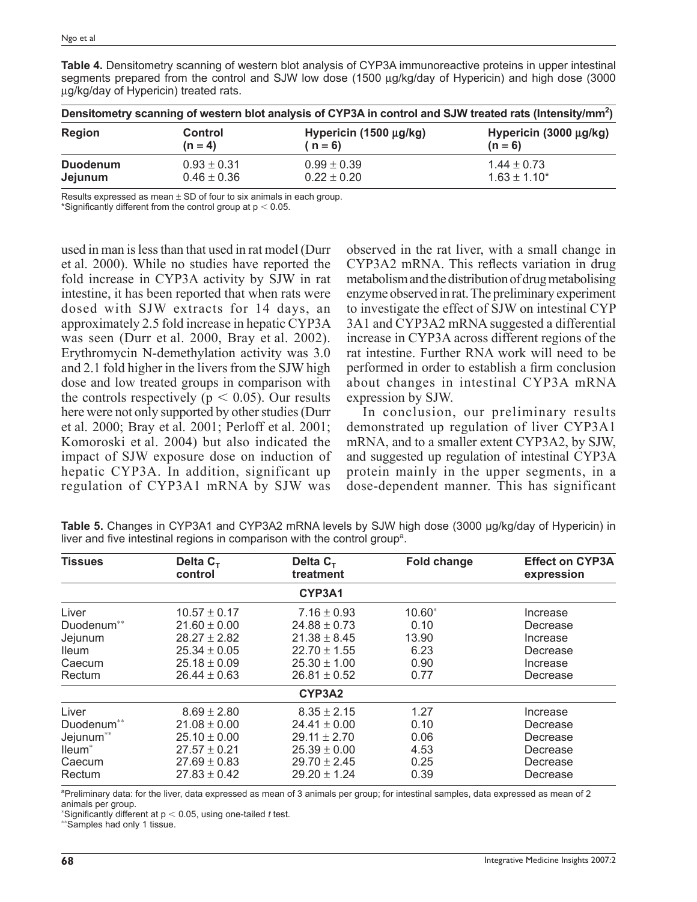**Table 4.** Densitometry scanning of western blot analysis of CYP3A immunoreactive proteins in upper intestinal segments prepared from the control and SJW low dose (1500 µg/kg/day of Hypericin) and high dose (3000 µg/kg/day of Hypericin) treated rats.

| Densitometry scanning of western blot analysis of CYP3A in control and SJW treated rats (Intensity/mm$^2$) | | | |
|---|---|---|---|
| **Region** | **Control (n = 4)** | **Hypericin (1500 µg/kg) ( n = 6)** | **Hypericin (3000 µg/kg) (n = 6)** |
| **Duodenum** | 0.93 ± 0.31 | 0.99 ± 0.39 | 1.44 ± 0.73 |
| **Jejunum** | 0.46 ± 0.36 | 0.22 ± 0.20 | 1.63 ± 1.10* |

Results expressed as mean ± SD of four to six animals in each group.
*Significantly different from the control group at $p < 0.05$.

used in man is less than that used in rat model (Durr et al. 2000). While no studies have reported the fold increase in CYP3A activity by SJW in rat intestine, it has been reported that when rats were dosed with SJW extracts for 14 days, an approximately 2.5 fold increase in hepatic CYP3A was seen (Durr et al. 2000, Bray et al. 2002). Erythromycin N-demethylation activity was 3.0 and 2.1 fold higher in the livers from the SJW high dose and low treated groups in comparison with the controls respectively ($p < 0.05$). Our results here were not only supported by other studies (Durr et al. 2000; Bray et al. 2001; Perloff et al. 2001; Komoroski et al. 2004) but also indicated the impact of SJW exposure dose on induction of hepatic CYP3A. In addition, significant up regulation of CYP3A1 mRNA by SJW was observed in the rat liver, with a small change in CYP3A2 mRNA. This reflects variation in drug metabolism and the distribution of drug metabolising enzyme observed in rat. The preliminary experiment to investigate the effect of SJW on intestinal CYP 3A1 and CYP3A2 mRNA suggested a differential increase in CYP3A across different regions of the rat intestine. Further RNA work will need to be performed in order to establish a firm conclusion about changes in intestinal CYP3A mRNA expression by SJW.

In conclusion, our preliminary results demonstrated up regulation of liver CYP3A1 mRNA, and to a smaller extent CYP3A2, by SJW, and suggested up regulation of intestinal CYP3A protein mainly in the upper segments, in a dose-dependent manner. This has significant

**Table 5.** Changes in CYP3A1 and CYP3A2 mRNA levels by SJW high dose (3000 µg/kg/day of Hypericin) in liver and five intestinal regions in comparison with the control group[a].

| **Tissues** | **Delta $C_T$ control** | **Delta $C_T$ treatment** | **Fold change** | **Effect on CYP3A expression** |
|---|---|---|---|---|
| | | **CYP3A1** | | |
| Liver | 10.57 ± 0.17 | 7.16 ± 0.93 | 10.60* | Increase |
| Duodenum** | 21.60 ± 0.00 | 24.88 ± 0.73 | 0.10 | Decrease |
| Jejunum | 28.27 ± 2.82 | 21.38 ± 8.45 | 13.90 | Increase |
| Ileum | 25.34 ± 0.05 | 22.70 ± 1.55 | 6.23 | Decrease |
| Caecum | 25.18 ± 0.09 | 25.30 ± 1.00 | 0.90 | Increase |
| Rectum | 26.44 ± 0.63 | 26.81 ± 0.52 | 0.77 | Decrease |
| | | **CYP3A2** | | |
| Liver | 8.69 ± 2.80 | 8.35 ± 2.15 | 1.27 | Increase |
| Duodenum** | 21.08 ± 0.00 | 24.41 ± 0.00 | 0.10 | Decrease |
| Jejunum** | 25.10 ± 0.00 | 29.11 ± 2.70 | 0.06 | Decrease |
| Ileum* | 27.57 ± 0.21 | 25.39 ± 0.00 | 4.53 | Decrease |
| Caecum | 27.69 ± 0.83 | 29.70 ± 2.45 | 0.25 | Decrease |
| Rectum | 27.83 ± 0.42 | 29.20 ± 1.24 | 0.39 | Decrease |

[a]Preliminary data: for the liver, data expressed as mean of 3 animals per group; for intestinal samples, data expressed as mean of 2 animals per group.
*Significantly different at $p < 0.05$, using one-tailed *t* test.
**Samples had only 1 tissue.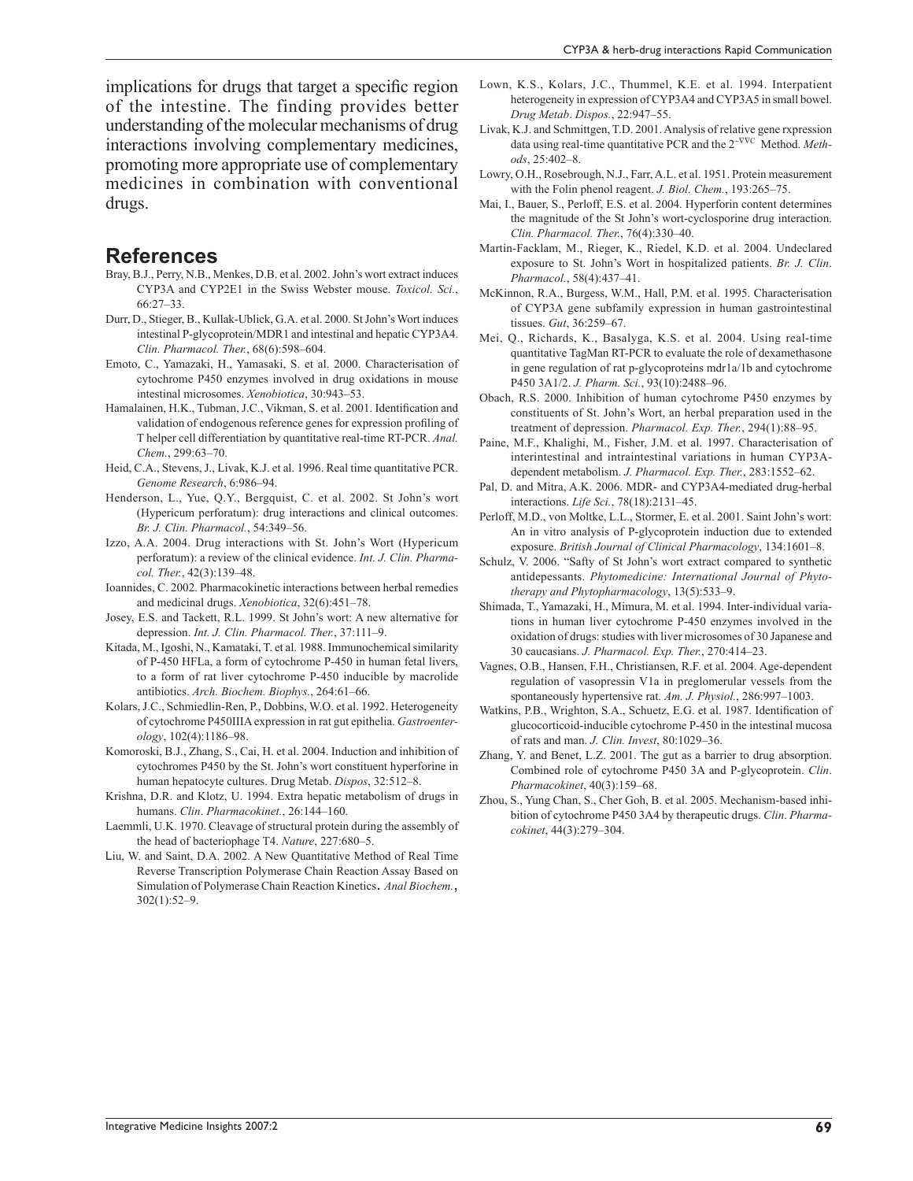implications for drugs that target a specific region of the intestine. The finding provides better understanding of the molecular mechanisms of drug interactions involving complementary medicines, promoting more appropriate use of complementary medicines in combination with conventional drugs.

## References

Bray, B.J., Perry, N.B., Menkes, D.B. et al. 2002. John's wort extract induces CYP3A and CYP2E1 in the Swiss Webster mouse. *Toxicol. Sci.*, 66:27–33.

Durr, D., Stieger, B., Kullak-Ublick, G.A. et al. 2000. St John's Wort induces intestinal P-glycoprotein/MDR1 and intestinal and hepatic CYP3A4. *Clin. Pharmacol. Ther.*, 68(6):598–604.

Emoto, C., Yamazaki, H., Yamasaki, S. et al. 2000. Characterisation of cytochrome P450 enzymes involved in drug oxidations in mouse intestinal microsomes. *Xenobiotica*, 30:943–53.

Hamalainen, H.K., Tubman, J.C., Vikman, S. et al. 2001. Identification and validation of endogenous reference genes for expression profiling of T helper cell differentiation by quantitative real-time RT-PCR. *Anal. Chem.*, 299:63–70.

Heid, C.A., Stevens, J., Livak, K.J. et al. 1996. Real time quantitative PCR. *Genome Research*, 6:986–94.

Henderson, L., Yue, Q.Y., Bergquist, C. et al. 2002. St John's wort (Hypericum perforatum): drug interactions and clinical outcomes. *Br. J. Clin. Pharmacol.*, 54:349–56.

Izzo, A.A. 2004. Drug interactions with St. John's Wort (Hypericum perforatum): a review of the clinical evidence. *Int. J. Clin. Pharmacol. Ther.*, 42(3):139–48.

Ioannides, C. 2002. Pharmacokinetic interactions between herbal remedies and medicinal drugs. *Xenobiotica*, 32(6):451–78.

Josey, E.S. and Tackett, R.L. 1999. St John's wort: A new alternative for depression. *Int. J. Clin. Pharmacol. Ther.*, 37:111–9.

Kitada, M., Igoshi, N., Kamataki, T. et al. 1988. Immunochemical similarity of P-450 HFLa, a form of cytochrome P-450 in human fetal livers, to a form of rat liver cytochrome P-450 inducible by macrolide antibiotics. *Arch. Biochem. Biophys.*, 264:61–66.

Kolars, J.C., Schmiedlin-Ren, P., Dobbins, W.O. et al. 1992. Heterogeneity of cytochrome P450IIIA expression in rat gut epithelia. *Gastroenterology*, 102(4):1186–98.

Komoroski, B.J., Zhang, S., Cai, H. et al. 2004. Induction and inhibition of cytochromes P450 by the St. John's wort constituent hyperforine in human hepatocyte cultures. Drug Metab. *Dispos*, 32:512–8.

Krishna, D.R. and Klotz, U. 1994. Extra hepatic metabolism of drugs in humans. *Clin. Pharmacokinet.*, 26:144–160.

Laemmli, U.K. 1970. Cleavage of structural protein during the assembly of the head of bacteriophage T4. *Nature*, 227:680–5.

Liu, W. and Saint, D.A. 2002. A New Quantitative Method of Real Time Reverse Transcription Polymerase Chain Reaction Assay Based on Simulation of Polymerase Chain Reaction Kinetics. *Anal Biochem.*, 302(1):52–9.

Lown, K.S., Kolars, J.C., Thummel, K.E. et al. 1994. Interpatient heterogeneity in expression of CYP3A4 and CYP3A5 in small bowel. *Drug Metab. Dispos.*, 22:947–55.

Livak, K.J. and Schmittgen, T.D. 2001. Analysis of relative gene rxpression data using real-time quantitative PCR and the $2^{-\nabla\nabla C}$ Method. *Methods*, 25:402–8.

Lowry, O.H., Rosebrough, N.J., Farr, A.L. et al. 1951. Protein measurement with the Folin phenol reagent. *J. Biol. Chem.*, 193:265–75.

Mai, I., Bauer, S., Perloff, E.S. et al. 2004. Hyperforin content determines the magnitude of the St John's wort-cyclosporine drug interaction. *Clin. Pharmacol. Ther.*, 76(4):330–40.

Martin-Facklam, M., Rieger, K., Riedel, K.D. et al. 2004. Undeclared exposure to St. John's Wort in hospitalized patients. *Br. J. Clin. Pharmacol.*, 58(4):437–41.

McKinnon, R.A., Burgess, W.M., Hall, P.M. et al. 1995. Characterisation of CYP3A gene subfamily expression in human gastrointestinal tissues. *Gut*, 36:259–67.

Mei, Q., Richards, K., Basalyga, K.S. et al. 2004. Using real-time quantitative TagMan RT-PCR to evaluate the role of dexamethasone in gene regulation of rat p-glycoproteins mdr1a/1b and cytochrome P450 3A1/2. *J. Pharm. Sci.*, 93(10):2488–96.

Obach, R.S. 2000. Inhibition of human cytochrome P450 enzymes by constituents of St. John's Wort, an herbal preparation used in the treatment of depression. *Pharmacol. Exp. Ther.*, 294(1):88–95.

Paine, M.F., Khalighi, M., Fisher, J.M. et al. 1997. Characterisation of interintestinal and intraintestinal variations in human CYP3A-dependent metabolism. *J. Pharmacol. Exp. Ther.*, 283:1552–62.

Pal, D. and Mitra, A.K. 2006. MDR- and CYP3A4-mediated drug-herbal interactions. *Life Sci.*, 78(18):2131–45.

Perloff, M.D., von Moltke, L.L., Stormer, E. et al. 2001. Saint John's wort: An in vitro analysis of P-glycoprotein induction due to extended exposure. *British Journal of Clinical Pharmacology*, 134:1601–8.

Schulz, V. 2006. "Safty of St John's wort extract compared to synthetic antidepessants. *Phytomedicine: International Journal of Phytotherapy and Phytopharmacology*, 13(5):533–9.

Shimada, T., Yamazaki, H., Mimura, M. et al. 1994. Inter-individual variations in human liver cytochrome P-450 enzymes involved in the oxidation of drugs: studies with liver microsomes of 30 Japanese and 30 caucasians. *J. Pharmacol. Exp. Ther.*, 270:414–23.

Vagnes, O.B., Hansen, F.H., Christiansen, R.F. et al. 2004. Age-dependent regulation of vasopressin V1a in preglomerular vessels from the spontaneously hypertensive rat. *Am. J. Physiol.*, 286:997–1003.

Watkins, P.B., Wrighton, S.A., Schuetz, E.G. et al. 1987. Identification of glucocorticoid-inducible cytochrome P-450 in the intestinal mucosa of rats and man. *J. Clin. Invest*, 80:1029–36.

Zhang, Y. and Benet, L.Z. 2001. The gut as a barrier to drug absorption. Combined role of cytochrome P450 3A and P-glycoprotein. *Clin. Pharmacokinet*, 40(3):159–68.

Zhou, S., Yung Chan, S., Cher Goh, B. et al. 2005. Mechanism-based inhibition of cytochrome P450 3A4 by therapeutic drugs. *Clin. Pharmacokinet*, 44(3):279–304.